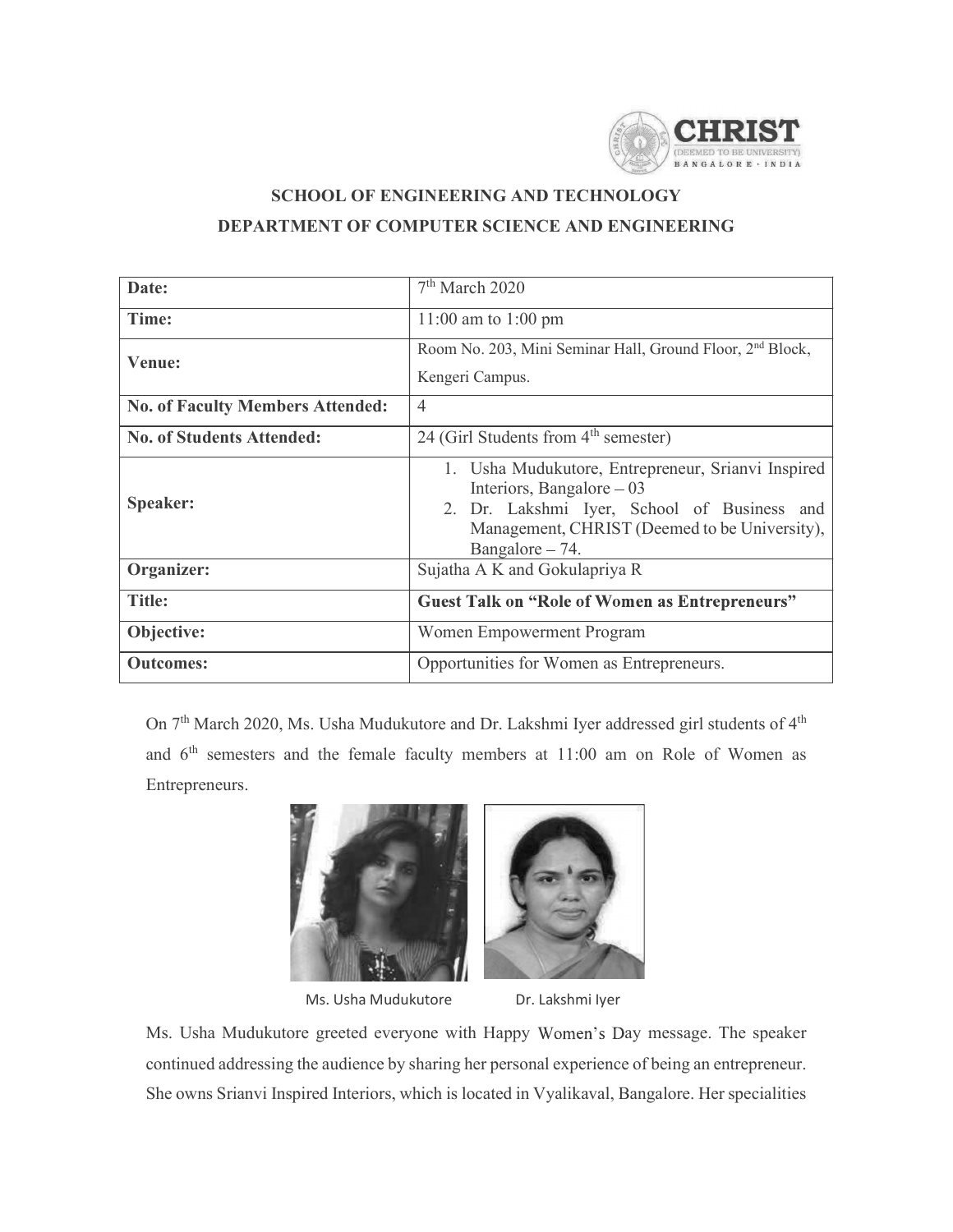## SCHOOL OF ENGINEERING AND TECHNOLOGY

## DEPARTMENT OF COMPUTER SCIENCE AND ENGINEERING

| | |
|---|---|
| **Date:** | 7th March 2020 |
| **Time:** | 11:00 am to 1:00 pm |
| **Venue:** | Room No. 203, Mini Seminar Hall, Ground Floor, 2nd Block, Kengeri Campus. |
| **No. of Faculty Members Attended:** | 4 |
| **No. of Students Attended:** | 24 (Girl Students from 4th semester) |
| **Speaker:** | 1. Usha Mudukutore, Entrepreneur, Srianvi Inspired Interiors, Bangalore – 03<br>2. Dr. Lakshmi Iyer, School of Business and Management, CHRIST (Deemed to be University), Bangalore – 74. |
| **Organizer:** | Sujatha A K and Gokulapriya R |
| **Title:** | **Guest Talk on "Role of Women as Entrepreneurs"** |
| **Objective:** | Women Empowerment Program |
| **Outcomes:** | Opportunities for Women as Entrepreneurs. |

On 7th March 2020, Ms. Usha Mudukutore and Dr. Lakshmi Iyer addressed girl students of 4th and 6th semesters and the female faculty members at 11:00 am on Role of Women as Entrepreneurs.

Ms. Usha Mudukutore Dr. Lakshmi Iyer

Ms. Usha Mudukutore greeted everyone with Happy Women's Day message. The speaker continued addressing the audience by sharing her personal experience of being an entrepreneur. She owns Srianvi Inspired Interiors, which is located in Vyalikaval, Bangalore. Her specialities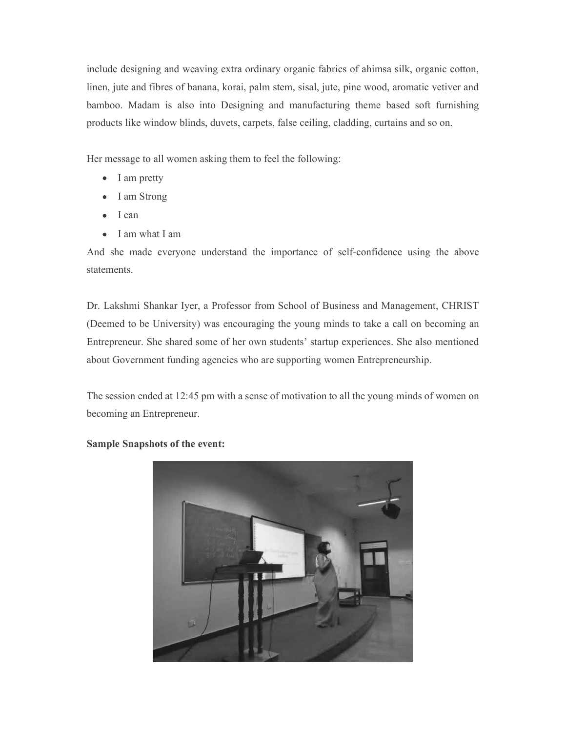include designing and weaving extra ordinary organic fabrics of ahimsa silk, organic cotton, linen, jute and fibres of banana, korai, palm stem, sisal, jute, pine wood, aromatic vetiver and bamboo. Madam is also into Designing and manufacturing theme based soft furnishing products like window blinds, duvets, carpets, false ceiling, cladding, curtains and so on.

Her message to all women asking them to feel the following:

- I am pretty
- I am Strong
- I can
- I am what I am

And she made everyone understand the importance of self-confidence using the above statements.

Dr. Lakshmi Shankar Iyer, a Professor from School of Business and Management, CHRIST (Deemed to be University) was encouraging the young minds to take a call on becoming an Entrepreneur. She shared some of her own students' startup experiences. She also mentioned about Government funding agencies who are supporting women Entrepreneurship.

The session ended at 12:45 pm with a sense of motivation to all the young minds of women on becoming an Entrepreneur.

**Sample Snapshots of the event:**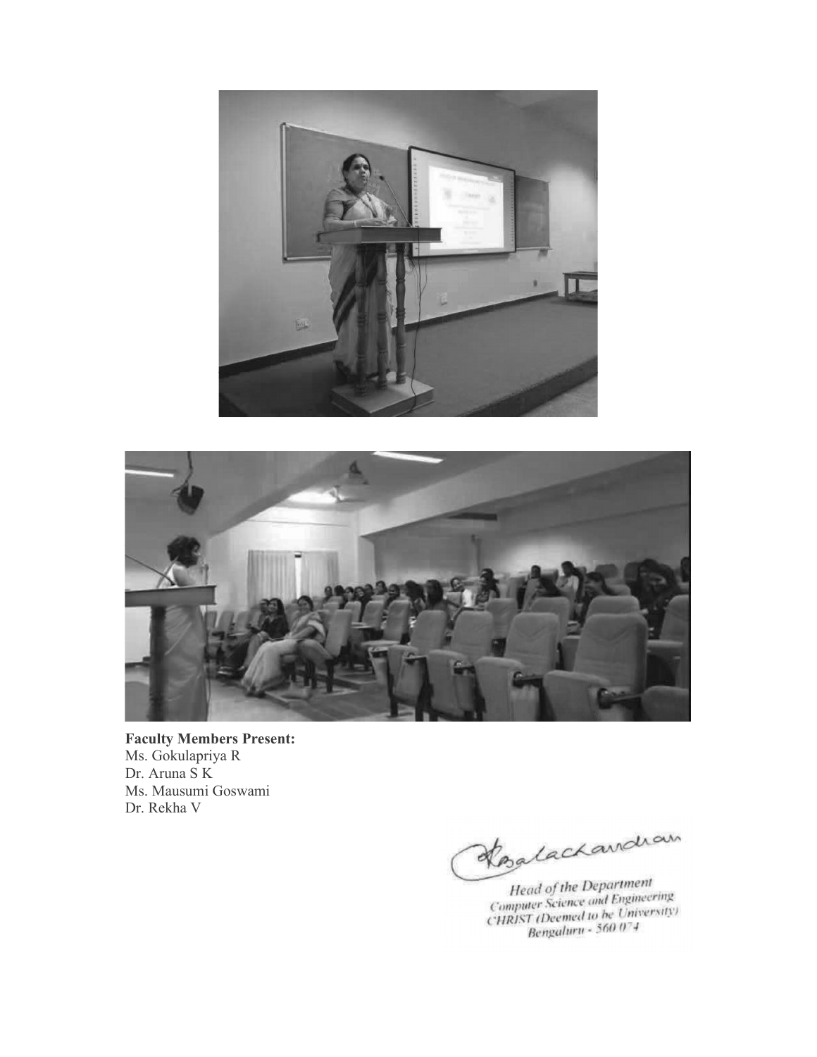**Faculty Members Present:**
Ms. Gokulapriya R
Dr. Aruna S K
Ms. Mausumi Goswami
Dr. Rekha V

Balachandran

Head of the Department
Computer Science and Engineering
CHRIST (Deemed to be University)
Bengaluru - 560 074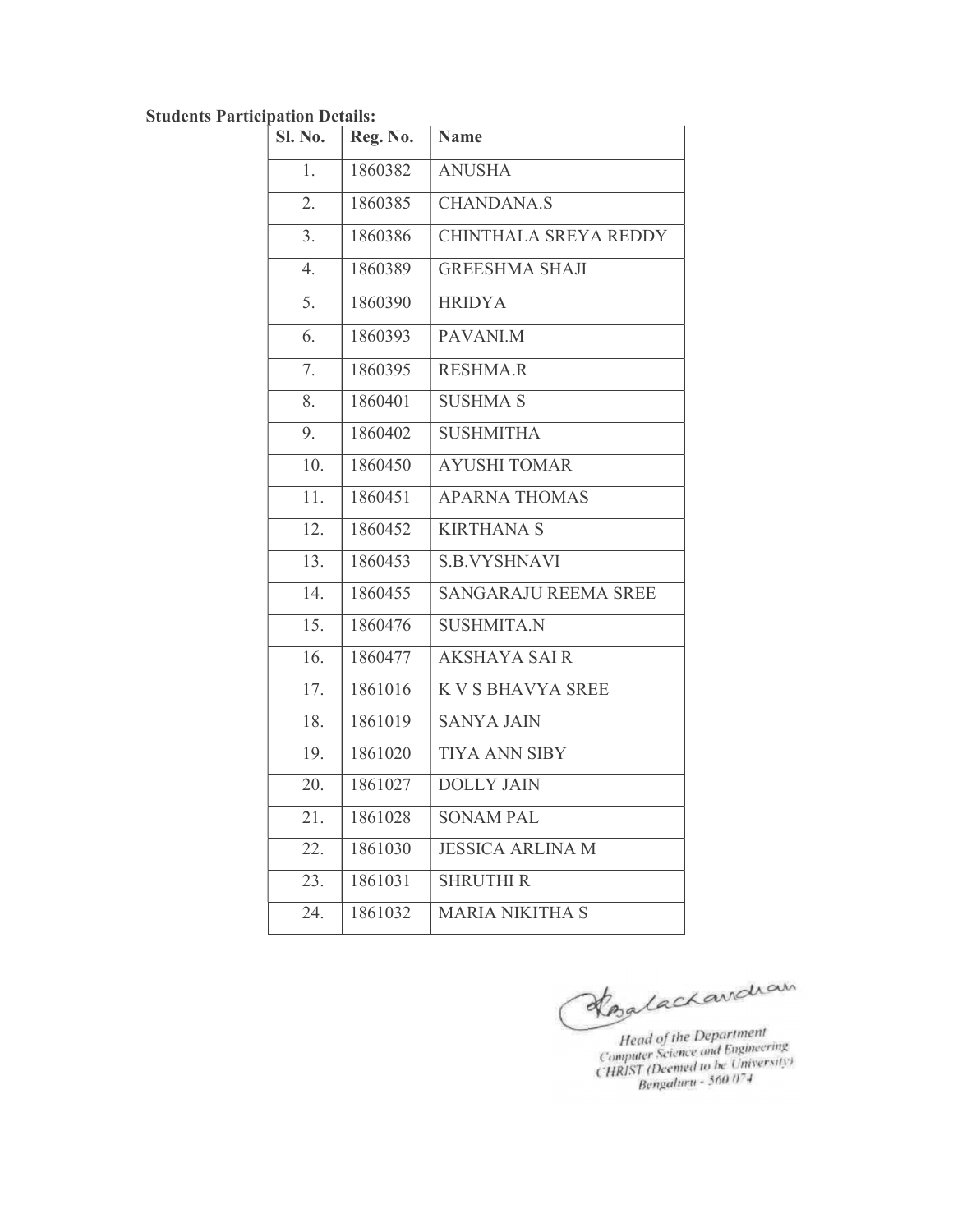**Students Participation Details:**

| Sl. No. | Reg. No. | Name |
|---|---|---|
| 1. | 1860382 | ANUSHA |
| 2. | 1860385 | CHANDANA.S |
| 3. | 1860386 | CHINTHALA SREYA REDDY |
| 4. | 1860389 | GREESHMA SHAJI |
| 5. | 1860390 | HRIDYA |
| 6. | 1860393 | PAVANI.M |
| 7. | 1860395 | RESHMA.R |
| 8. | 1860401 | SUSHMA S |
| 9. | 1860402 | SUSHMITHA |
| 10. | 1860450 | AYUSHI TOMAR |
| 11. | 1860451 | APARNA THOMAS |
| 12. | 1860452 | KIRTHANA S |
| 13. | 1860453 | S.B.VYSHNAVI |
| 14. | 1860455 | SANGARAJU REEMA SREE |
| 15. | 1860476 | SUSHMITA.N |
| 16. | 1860477 | AKSHAYA SAI R |
| 17. | 1861016 | K V S BHAVYA SREE |
| 18. | 1861019 | SANYA JAIN |
| 19. | 1861020 | TIYA ANN SIBY |
| 20. | 1861027 | DOLLY JAIN |
| 21. | 1861028 | SONAM PAL |
| 22. | 1861030 | JESSICA ARLINA M |
| 23. | 1861031 | SHRUTHI R |
| 24. | 1861032 | MARIA NIKITHA S |

Balachandran

*Head of the Department*
*Computer Science and Engineering*
*CHRIST (Deemed to be University)*
*Bengaluru - 560 074*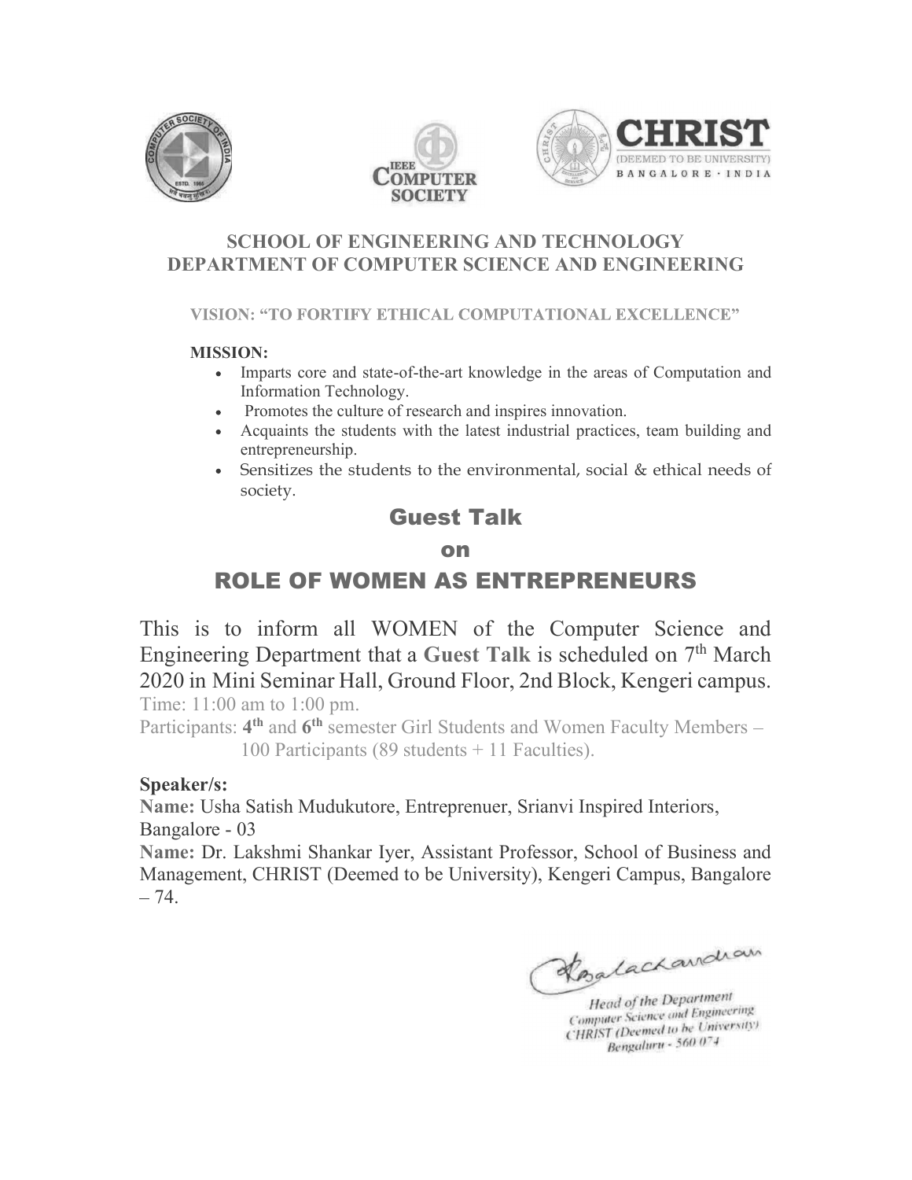## SCHOOL OF ENGINEERING AND TECHNOLOGY
## DEPARTMENT OF COMPUTER SCIENCE AND ENGINEERING

**VISION: "TO FORTIFY ETHICAL COMPUTATIONAL EXCELLENCE"**

**MISSION:**

- Imparts core and state-of-the-art knowledge in the areas of Computation and Information Technology.
- Promotes the culture of research and inspires innovation.
- Acquaints the students with the latest industrial practices, team building and entrepreneurship.
- Sensitizes the students to the environmental, social & ethical needs of society.

# Guest Talk

# on

# ROLE OF WOMEN AS ENTREPRENEURS

This is to inform all WOMEN of the Computer Science and Engineering Department that a **Guest Talk** is scheduled on 7th March 2020 in Mini Seminar Hall, Ground Floor, 2nd Block, Kengeri campus.

Time: 11:00 am to 1:00 pm.

Participants: **4th** and **6th** semester Girl Students and Women Faculty Members – 100 Participants (89 students + 11 Faculties).

**Speaker/s:**

**Name:** Usha Satish Mudukutore, Entreprenuer, Srianvi Inspired Interiors, Bangalore - 03

**Name:** Dr. Lakshmi Shankar Iyer, Assistant Professor, School of Business and Management, CHRIST (Deemed to be University), Kengeri Campus, Bangalore – 74.

Balachandran

*Head of the Department*
*Computer Science and Engineering*
*CHRIST (Deemed to be University)*
*Bengaluru - 560 074*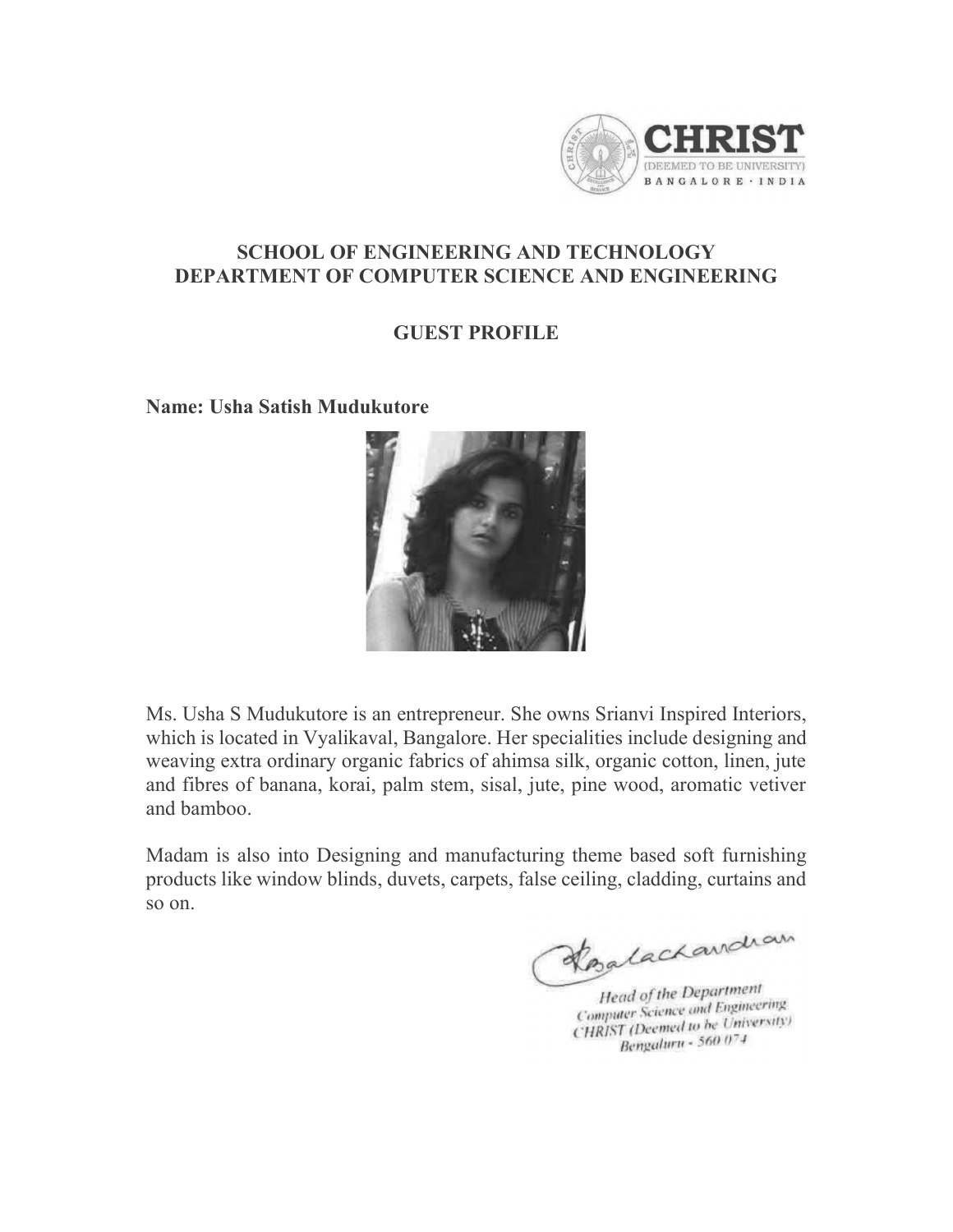## SCHOOL OF ENGINEERING AND TECHNOLOGY
## DEPARTMENT OF COMPUTER SCIENCE AND ENGINEERING

## GUEST PROFILE

**Name: Usha Satish Mudukutore**

Ms. Usha S Mudukutore is an entrepreneur. She owns Srianvi Inspired Interiors, which is located in Vyalikaval, Bangalore. Her specialities include designing and weaving extra ordinary organic fabrics of ahimsa silk, organic cotton, linen, jute and fibres of banana, korai, palm stem, sisal, jute, pine wood, aromatic vetiver and bamboo.

Madam is also into Designing and manufacturing theme based soft furnishing products like window blinds, duvets, carpets, false ceiling, cladding, curtains and so on.

*Head of the Department*
*Computer Science and Engineering*
*CHRIST (Deemed to be University)*
*Bengaluru - 560 074*